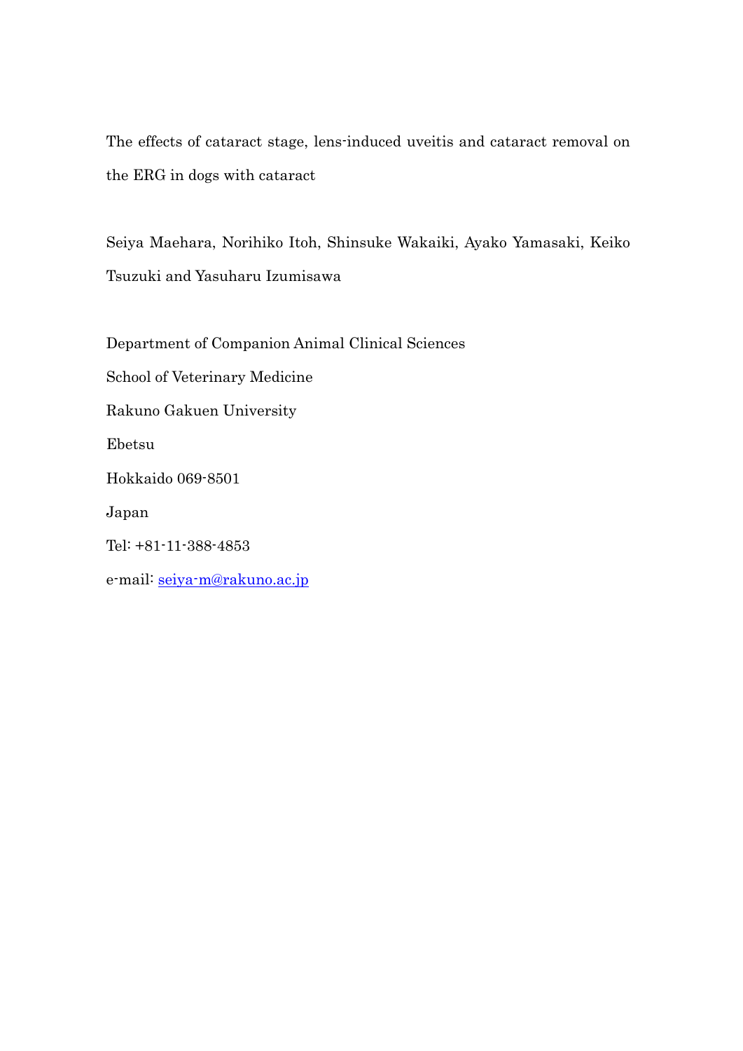# The effects of cataract stage, lens-induced uveitis and cataract removal on the ERG in dogs with cataract

Seiya Maehara, Norihiko Itoh, Shinsuke Wakaiki, Ayako Yamasaki, Keiko Tsuzuki and Yasuharu Izumisawa

Department of Companion Animal Clinical Sciences

School of Veterinary Medicine

Rakuno Gakuen University

Ebetsu

Hokkaido 069-8501

Japan

Tel: +81-11-388-4853

e-mail: seiya-m@rakuno.ac.jp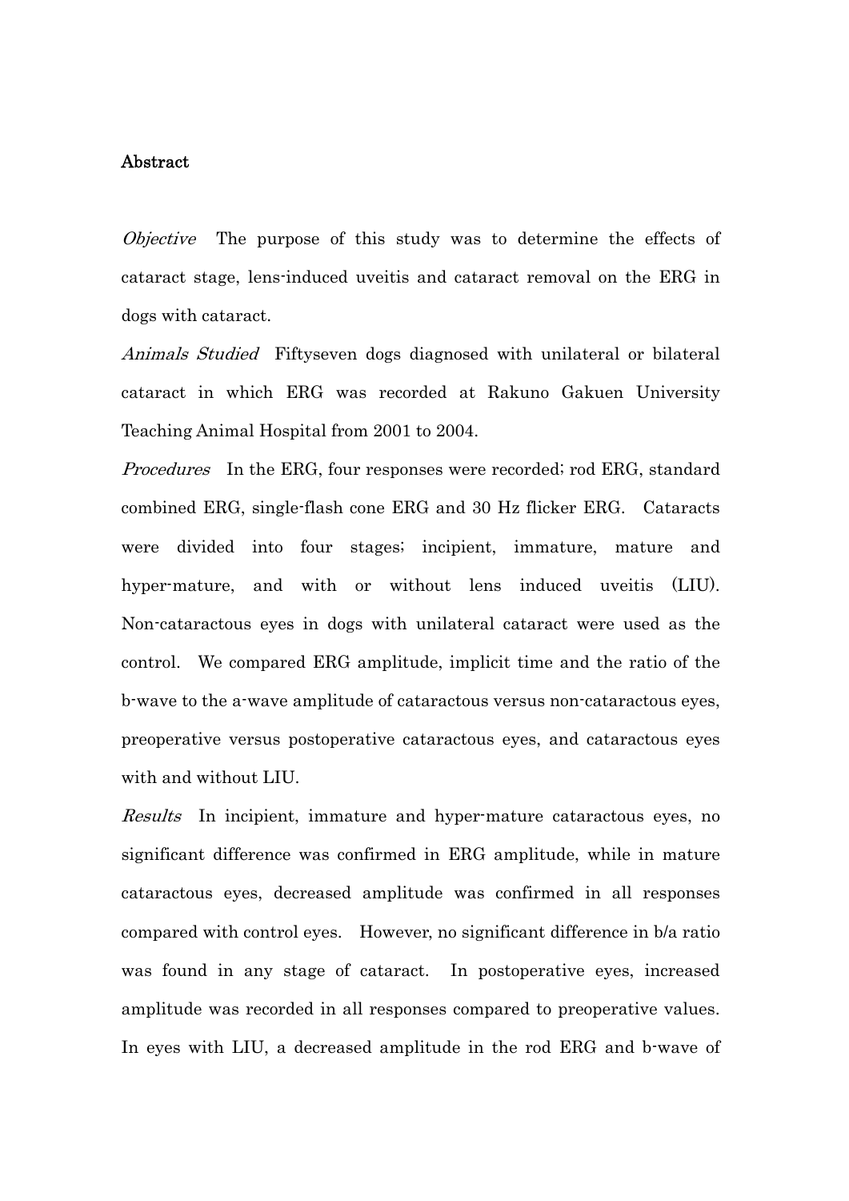**Abstract**

*Objective* The purpose of this study was to determine the effects of cataract stage, lens-induced uveitis and cataract removal on the ERG in dogs with cataract.

*Animals Studied* Fiftyseven dogs diagnosed with unilateral or bilateral cataract in which ERG was recorded at Rakuno Gakuen University Teaching Animal Hospital from 2001 to 2004.

*Procedures* In the ERG, four responses were recorded; rod ERG, standard combined ERG, single-flash cone ERG and 30 Hz flicker ERG. Cataracts were divided into four stages; incipient, immature, mature and hyper-mature, and with or without lens induced uveitis (LIU). Non-cataractous eyes in dogs with unilateral cataract were used as the control. We compared ERG amplitude, implicit time and the ratio of the b-wave to the a-wave amplitude of cataractous versus non-cataractous eyes, preoperative versus postoperative cataractous eyes, and cataractous eyes with and without LIU.

*Results* In incipient, immature and hyper-mature cataractous eyes, no significant difference was confirmed in ERG amplitude, while in mature cataractous eyes, decreased amplitude was confirmed in all responses compared with control eyes. However, no significant difference in b/a ratio was found in any stage of cataract. In postoperative eyes, increased amplitude was recorded in all responses compared to preoperative values. In eyes with LIU, a decreased amplitude in the rod ERG and b-wave of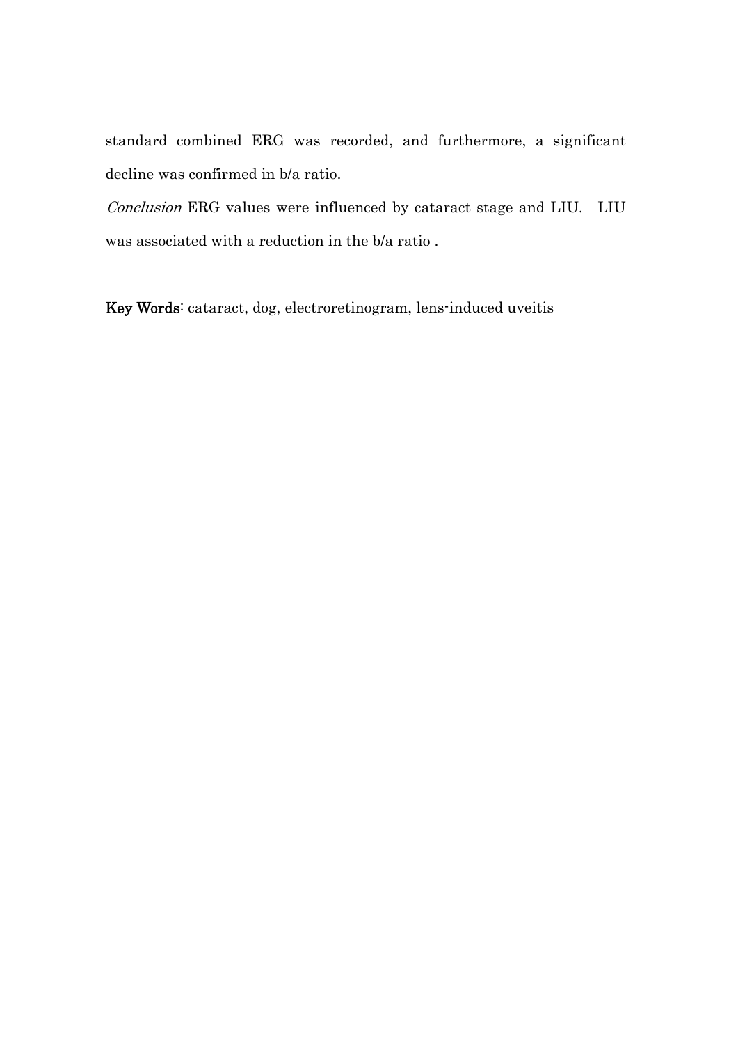standard combined ERG was recorded, and furthermore, a significant decline was confirmed in b/a ratio.

*Conclusion* ERG values were influenced by cataract stage and LIU. LIU was associated with a reduction in the b/a ratio .

**Key Words**: cataract, dog, electroretinogram, lens-induced uveitis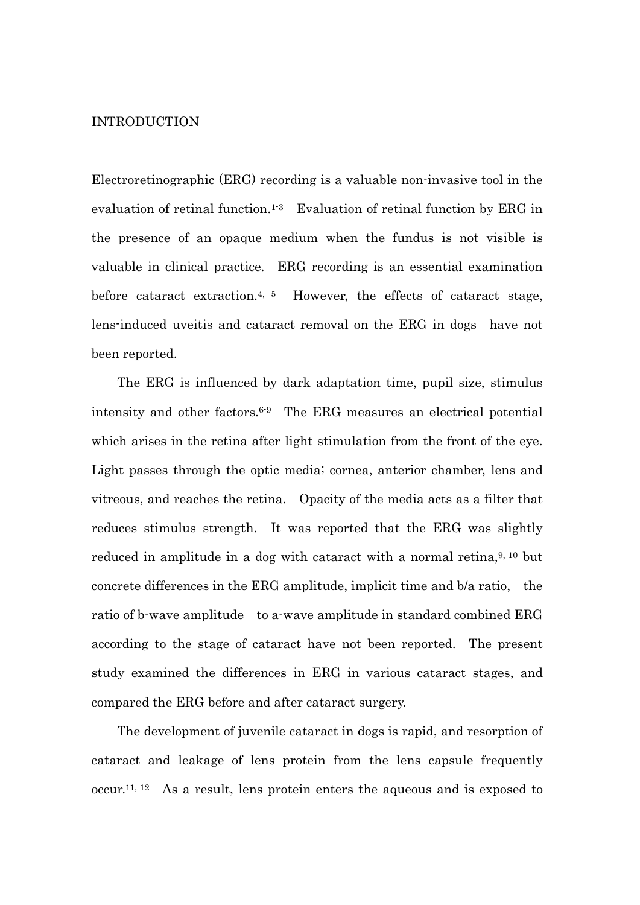# INTRODUCTION

Electroretinographic (ERG) recording is a valuable non-invasive tool in the evaluation of retinal function.[1-3] Evaluation of retinal function by ERG in the presence of an opaque medium when the fundus is not visible is valuable in clinical practice. ERG recording is an essential examination before cataract extraction.[4, 5] However, the effects of cataract stage, lens-induced uveitis and cataract removal on the ERG in dogs have not been reported.

The ERG is influenced by dark adaptation time, pupil size, stimulus intensity and other factors.[6-9] The ERG measures an electrical potential which arises in the retina after light stimulation from the front of the eye. Light passes through the optic media; cornea, anterior chamber, lens and vitreous, and reaches the retina. Opacity of the media acts as a filter that reduces stimulus strength. It was reported that the ERG was slightly reduced in amplitude in a dog with cataract with a normal retina,[9, 10] but concrete differences in the ERG amplitude, implicit time and b/a ratio, the ratio of b-wave amplitude to a-wave amplitude in standard combined ERG according to the stage of cataract have not been reported. The present study examined the differences in ERG in various cataract stages, and compared the ERG before and after cataract surgery.

The development of juvenile cataract in dogs is rapid, and resorption of cataract and leakage of lens protein from the lens capsule frequently occur.[11, 12] As a result, lens protein enters the aqueous and is exposed to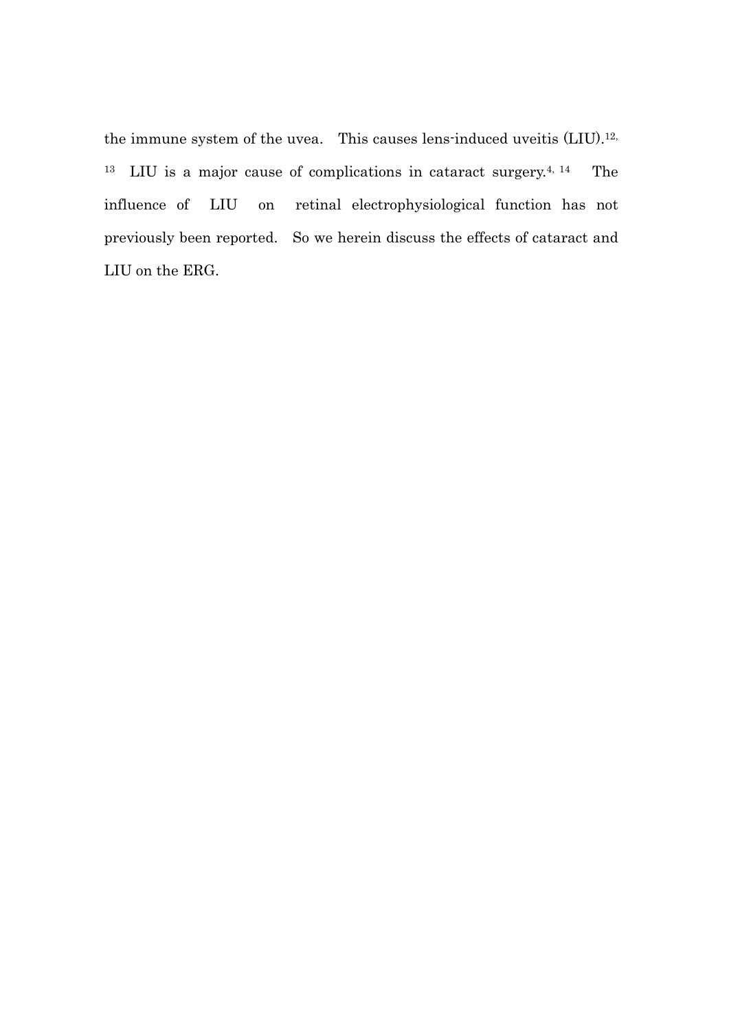the immune system of the uvea. This causes lens-induced uveitis (LIU).[12, 13] LIU is a major cause of complications in cataract surgery.[4, 14] The influence of LIU on retinal electrophysiological function has not previously been reported. So we herein discuss the effects of cataract and LIU on the ERG.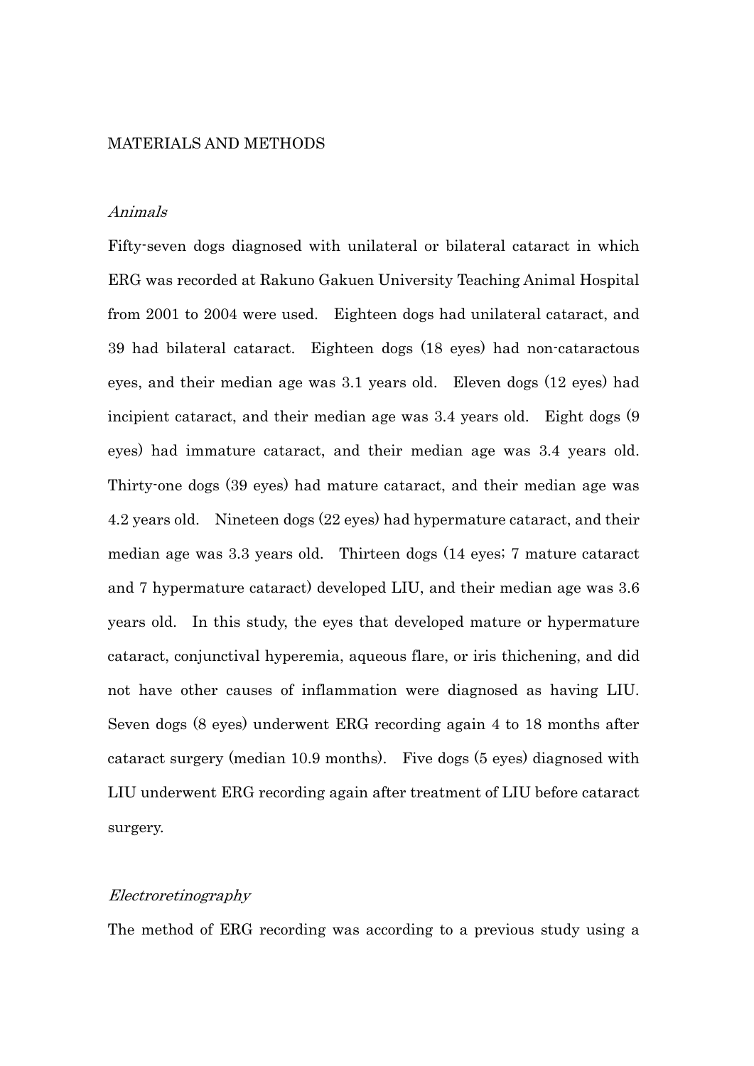## MATERIALS AND METHODS

### *Animals*

Fifty-seven dogs diagnosed with unilateral or bilateral cataract in which ERG was recorded at Rakuno Gakuen University Teaching Animal Hospital from 2001 to 2004 were used. Eighteen dogs had unilateral cataract, and 39 had bilateral cataract. Eighteen dogs (18 eyes) had non-cataractous eyes, and their median age was 3.1 years old. Eleven dogs (12 eyes) had incipient cataract, and their median age was 3.4 years old. Eight dogs (9 eyes) had immature cataract, and their median age was 3.4 years old. Thirty-one dogs (39 eyes) had mature cataract, and their median age was 4.2 years old. Nineteen dogs (22 eyes) had hypermature cataract, and their median age was 3.3 years old. Thirteen dogs (14 eyes; 7 mature cataract and 7 hypermature cataract) developed LIU, and their median age was 3.6 years old. In this study, the eyes that developed mature or hypermature cataract, conjunctival hyperemia, aqueous flare, or iris thichening, and did not have other causes of inflammation were diagnosed as having LIU. Seven dogs (8 eyes) underwent ERG recording again 4 to 18 months after cataract surgery (median 10.9 months). Five dogs (5 eyes) diagnosed with LIU underwent ERG recording again after treatment of LIU before cataract surgery.

### *Electroretinography*

The method of ERG recording was according to a previous study using a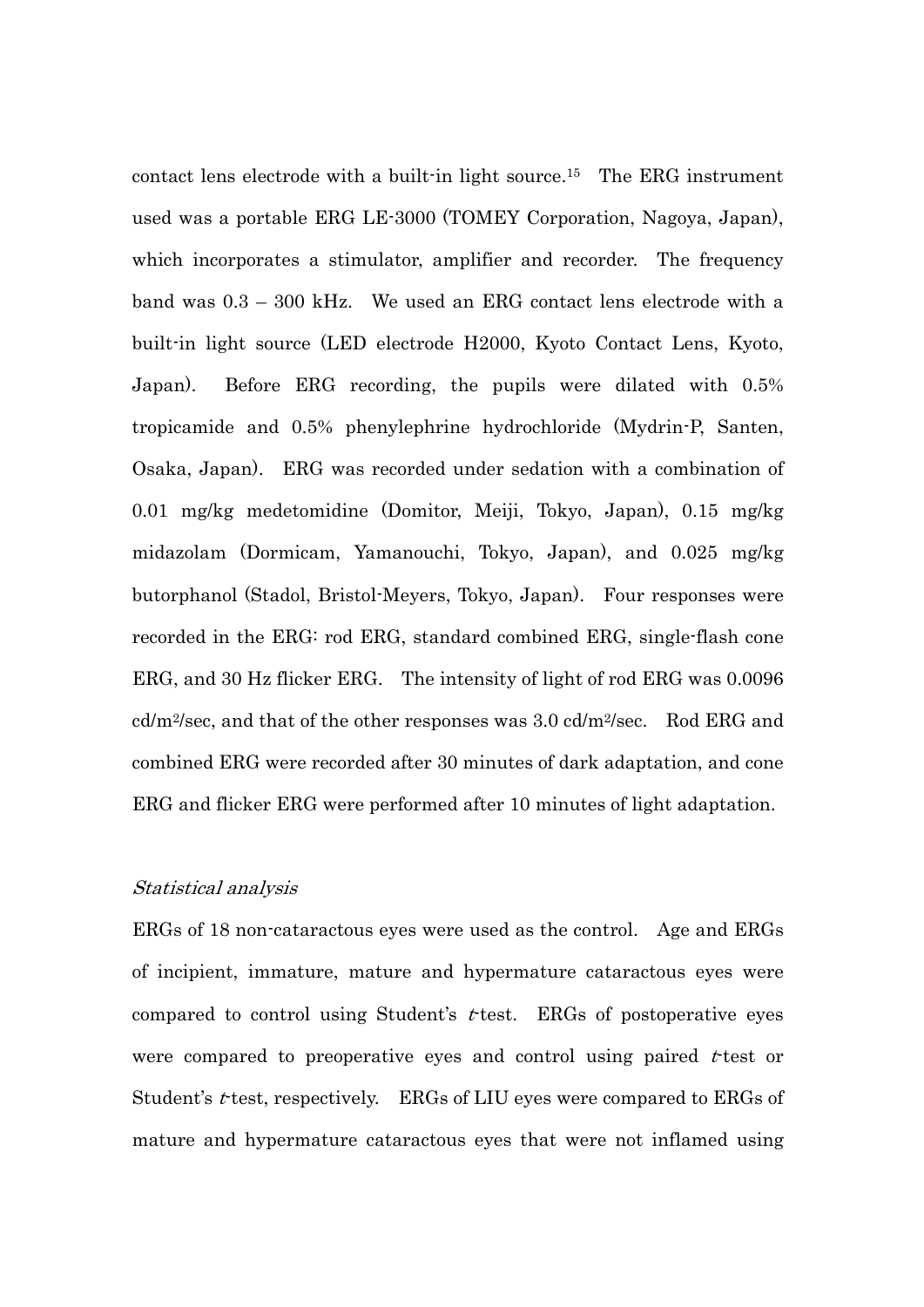contact lens electrode with a built-in light source.[15] The ERG instrument used was a portable ERG LE-3000 (TOMEY Corporation, Nagoya, Japan), which incorporates a stimulator, amplifier and recorder. The frequency band was 0.3 – 300 kHz. We used an ERG contact lens electrode with a built-in light source (LED electrode H2000, Kyoto Contact Lens, Kyoto, Japan). Before ERG recording, the pupils were dilated with 0.5% tropicamide and 0.5% phenylephrine hydrochloride (Mydrin-P, Santen, Osaka, Japan). ERG was recorded under sedation with a combination of 0.01 mg/kg medetomidine (Domitor, Meiji, Tokyo, Japan), 0.15 mg/kg midazolam (Dormicam, Yamanouchi, Tokyo, Japan), and 0.025 mg/kg butorphanol (Stadol, Bristol-Meyers, Tokyo, Japan). Four responses were recorded in the ERG: rod ERG, standard combined ERG, single-flash cone ERG, and 30 Hz flicker ERG. The intensity of light of rod ERG was 0.0096 $cd/m^2/sec$, and that of the other responses was 3.0 $cd/m^2/sec$. Rod ERG and combined ERG were recorded after 30 minutes of dark adaptation, and cone ERG and flicker ERG were performed after 10 minutes of light adaptation.

*Statistical analysis*

ERGs of 18 non-cataractous eyes were used as the control. Age and ERGs of incipient, immature, mature and hypermature cataractous eyes were compared to control using Student's *t*-test. ERGs of postoperative eyes were compared to preoperative eyes and control using paired *t*-test or Student's *t*-test, respectively. ERGs of LIU eyes were compared to ERGs of mature and hypermature cataractous eyes that were not inflamed using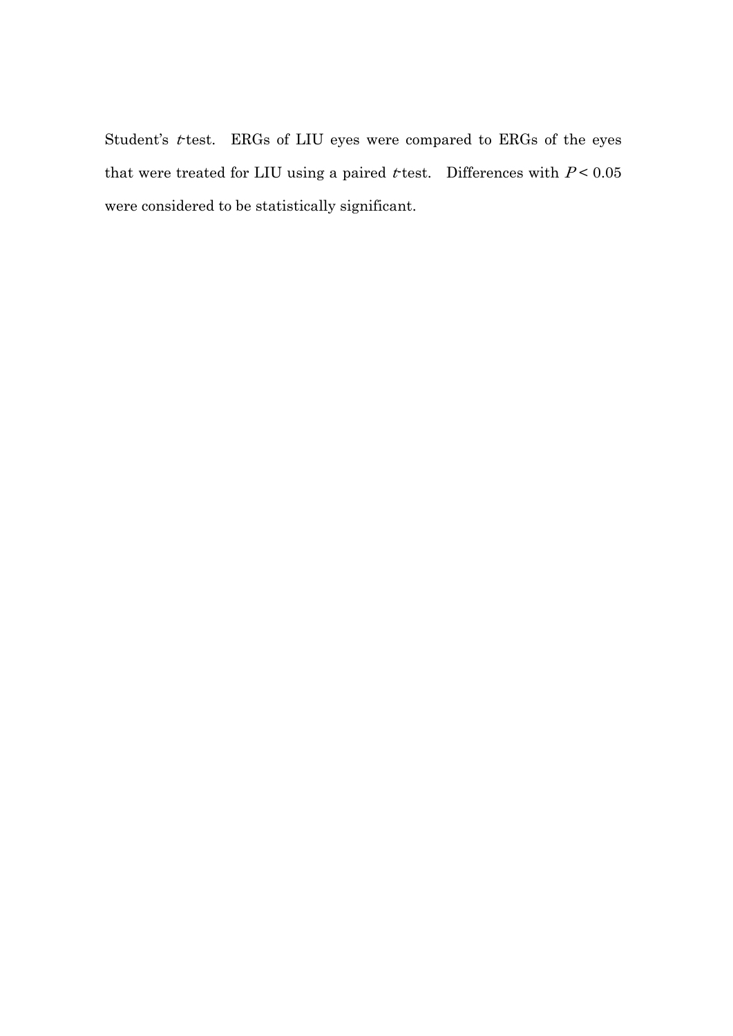Student's $t$-test. ERGs of LIU eyes were compared to ERGs of the eyes that were treated for LIU using a paired $t$-test. Differences with $P < 0.05$ were considered to be statistically significant.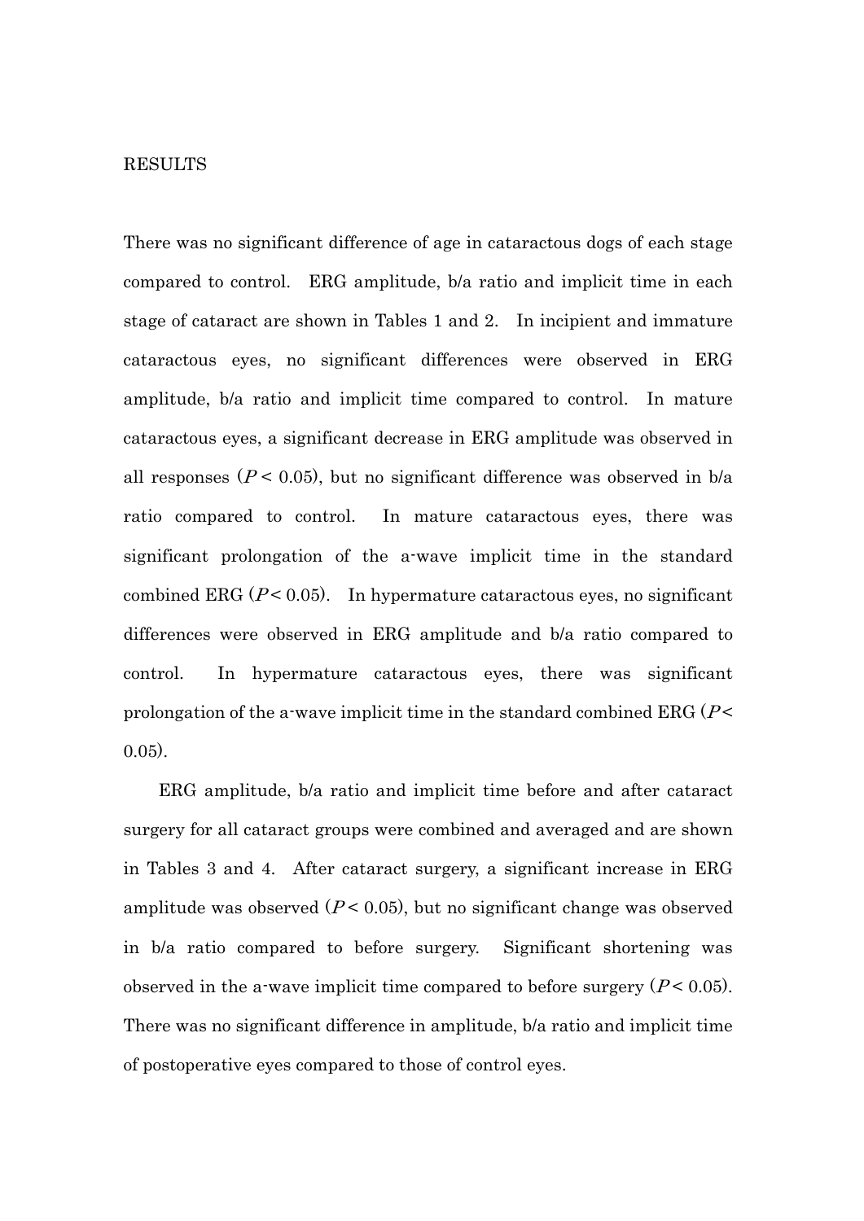# RESULTS

There was no significant difference of age in cataractous dogs of each stage compared to control. ERG amplitude, b/a ratio and implicit time in each stage of cataract are shown in Tables 1 and 2. In incipient and immature cataractous eyes, no significant differences were observed in ERG amplitude, b/a ratio and implicit time compared to control. In mature cataractous eyes, a significant decrease in ERG amplitude was observed in all responses ($P < 0.05$), but no significant difference was observed in b/a ratio compared to control. In mature cataractous eyes, there was significant prolongation of the a-wave implicit time in the standard combined ERG ($P < 0.05$). In hypermature cataractous eyes, no significant differences were observed in ERG amplitude and b/a ratio compared to control. In hypermature cataractous eyes, there was significant prolongation of the a-wave implicit time in the standard combined ERG ($P < 0.05$).

ERG amplitude, b/a ratio and implicit time before and after cataract surgery for all cataract groups were combined and averaged and are shown in Tables 3 and 4. After cataract surgery, a significant increase in ERG amplitude was observed ($P < 0.05$), but no significant change was observed in b/a ratio compared to before surgery. Significant shortening was observed in the a-wave implicit time compared to before surgery ($P < 0.05$). There was no significant difference in amplitude, b/a ratio and implicit time of postoperative eyes compared to those of control eyes.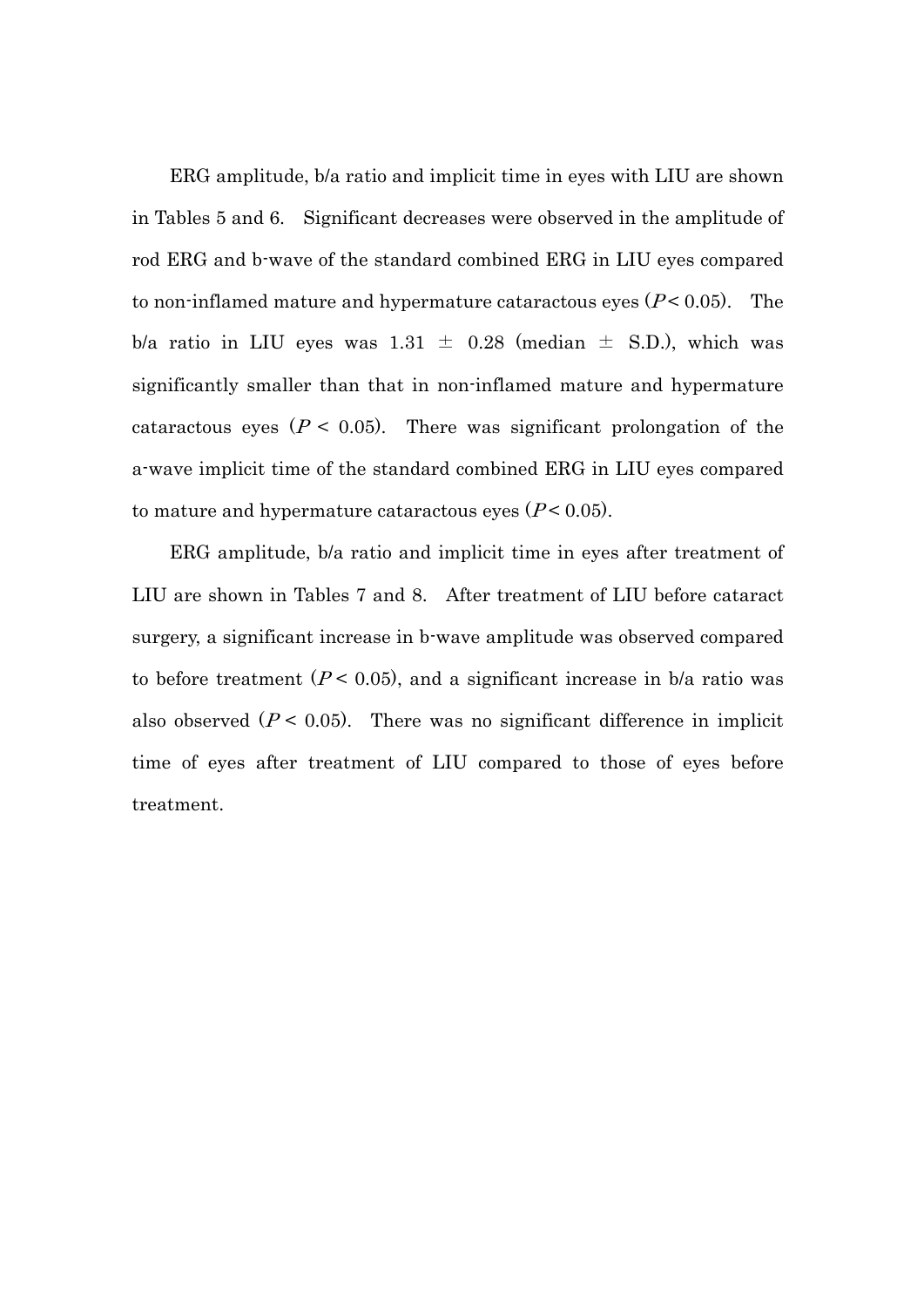ERG amplitude, b/a ratio and implicit time in eyes with LIU are shown in Tables 5 and 6. Significant decreases were observed in the amplitude of rod ERG and b-wave of the standard combined ERG in LIU eyes compared to non-inflamed mature and hypermature cataractous eyes ($P < 0.05$). The b/a ratio in LIU eyes was 1.31 ± 0.28 (median ± S.D.), which was significantly smaller than that in non-inflamed mature and hypermature cataractous eyes ($P < 0.05$). There was significant prolongation of the a-wave implicit time of the standard combined ERG in LIU eyes compared to mature and hypermature cataractous eyes ($P < 0.05$).

ERG amplitude, b/a ratio and implicit time in eyes after treatment of LIU are shown in Tables 7 and 8. After treatment of LIU before cataract surgery, a significant increase in b-wave amplitude was observed compared to before treatment ($P < 0.05$), and a significant increase in b/a ratio was also observed ($P < 0.05$). There was no significant difference in implicit time of eyes after treatment of LIU compared to those of eyes before treatment.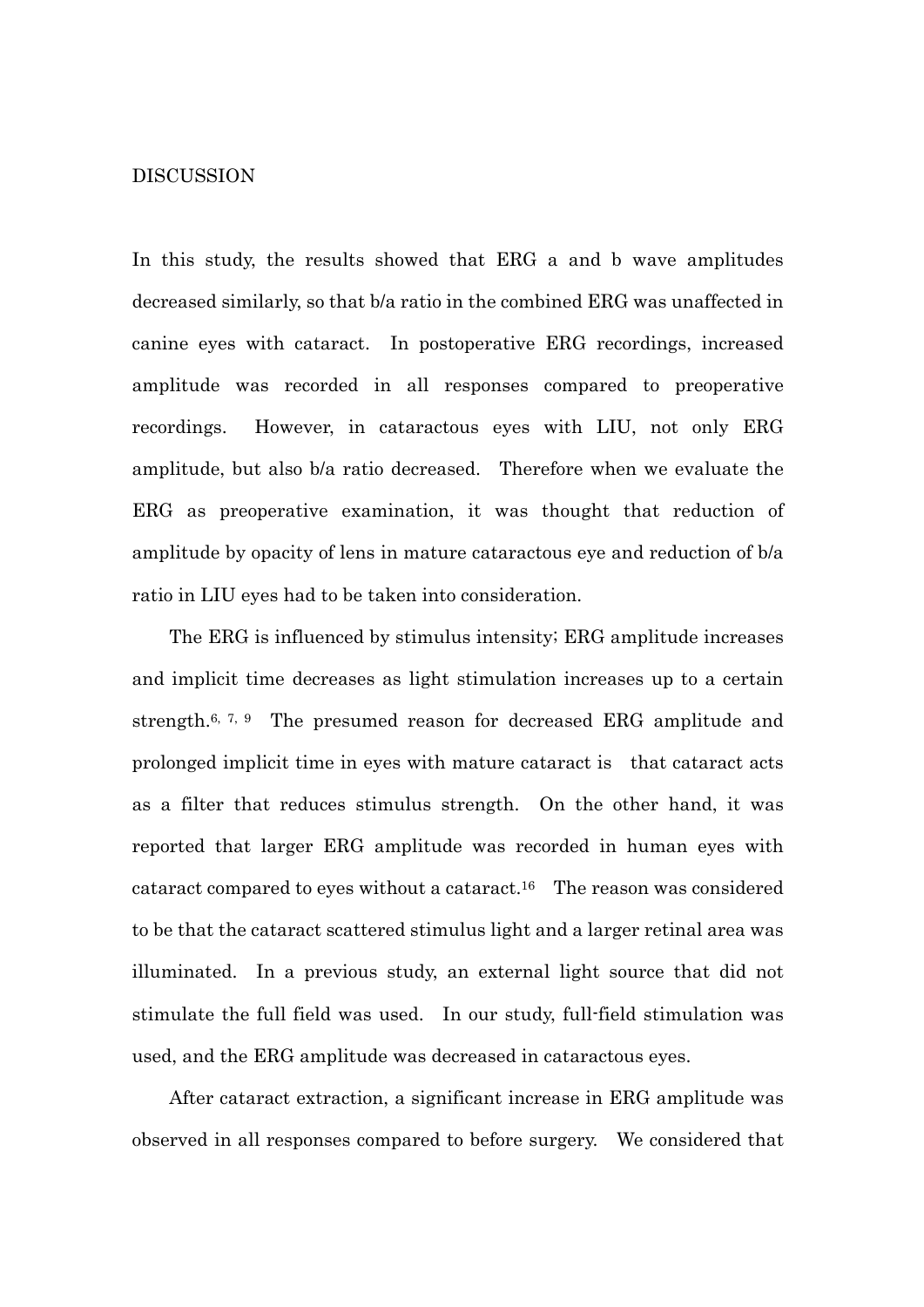## DISCUSSION

In this study, the results showed that ERG a and b wave amplitudes decreased similarly, so that b/a ratio in the combined ERG was unaffected in canine eyes with cataract. In postoperative ERG recordings, increased amplitude was recorded in all responses compared to preoperative recordings. However, in cataractous eyes with LIU, not only ERG amplitude, but also b/a ratio decreased. Therefore when we evaluate the ERG as preoperative examination, it was thought that reduction of amplitude by opacity of lens in mature cataractous eye and reduction of b/a ratio in LIU eyes had to be taken into consideration.

The ERG is influenced by stimulus intensity; ERG amplitude increases and implicit time decreases as light stimulation increases up to a certain strength.[6, 7, 9] The presumed reason for decreased ERG amplitude and prolonged implicit time in eyes with mature cataract is that cataract acts as a filter that reduces stimulus strength. On the other hand, it was reported that larger ERG amplitude was recorded in human eyes with cataract compared to eyes without a cataract.[16] The reason was considered to be that the cataract scattered stimulus light and a larger retinal area was illuminated. In a previous study, an external light source that did not stimulate the full field was used. In our study, full-field stimulation was used, and the ERG amplitude was decreased in cataractous eyes.

After cataract extraction, a significant increase in ERG amplitude was observed in all responses compared to before surgery. We considered that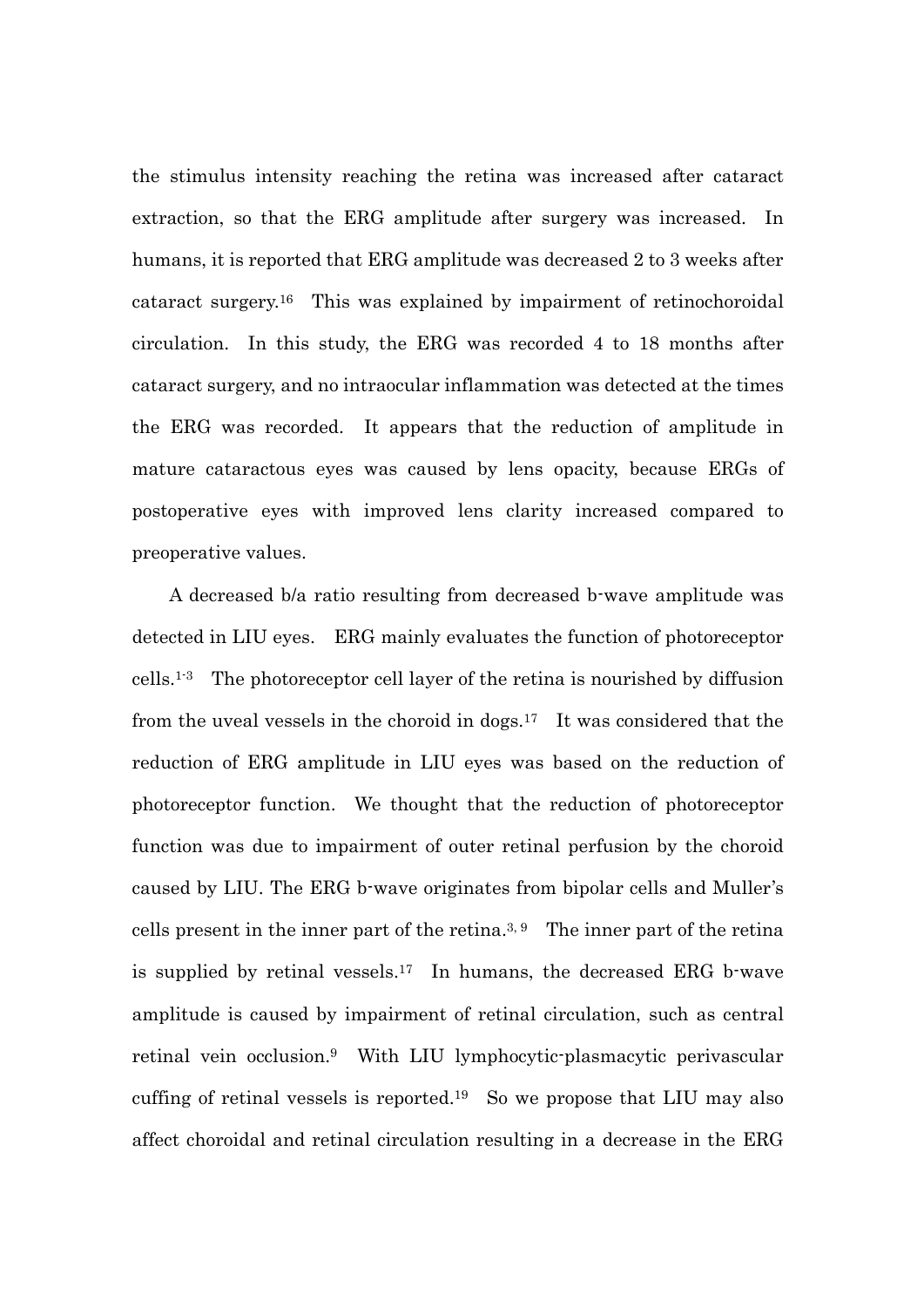the stimulus intensity reaching the retina was increased after cataract extraction, so that the ERG amplitude after surgery was increased. In humans, it is reported that ERG amplitude was decreased 2 to 3 weeks after cataract surgery.[16] This was explained by impairment of retinochoroidal circulation. In this study, the ERG was recorded 4 to 18 months after cataract surgery, and no intraocular inflammation was detected at the times the ERG was recorded. It appears that the reduction of amplitude in mature cataractous eyes was caused by lens opacity, because ERGs of postoperative eyes with improved lens clarity increased compared to preoperative values.

A decreased b/a ratio resulting from decreased b-wave amplitude was detected in LIU eyes. ERG mainly evaluates the function of photoreceptor cells.[1-3] The photoreceptor cell layer of the retina is nourished by diffusion from the uveal vessels in the choroid in dogs.[17] It was considered that the reduction of ERG amplitude in LIU eyes was based on the reduction of photoreceptor function. We thought that the reduction of photoreceptor function was due to impairment of outer retinal perfusion by the choroid caused by LIU. The ERG b-wave originates from bipolar cells and Muller's cells present in the inner part of the retina.[3, 9] The inner part of the retina is supplied by retinal vessels.[17] In humans, the decreased ERG b-wave amplitude is caused by impairment of retinal circulation, such as central retinal vein occlusion.[9] With LIU lymphocytic-plasmacytic perivascular cuffing of retinal vessels is reported.[19] So we propose that LIU may also affect choroidal and retinal circulation resulting in a decrease in the ERG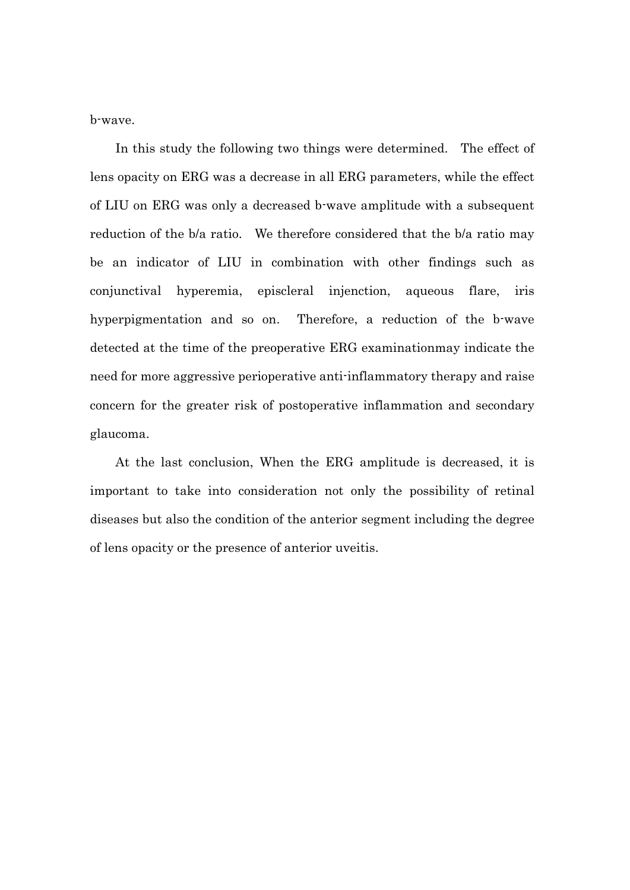b-wave.

In this study the following two things were determined. The effect of lens opacity on ERG was a decrease in all ERG parameters, while the effect of LIU on ERG was only a decreased b-wave amplitude with a subsequent reduction of the b/a ratio. We therefore considered that the b/a ratio may be an indicator of LIU in combination with other findings such as conjunctival hyperemia, episcleral injection, aqueous flare, iris hyperpigmentation and so on. Therefore, a reduction of the b-wave detected at the time of the preoperative ERG examinationmay indicate the need for more aggressive perioperative anti-inflammatory therapy and raise concern for the greater risk of postoperative inflammation and secondary glaucoma.

At the last conclusion, When the ERG amplitude is decreased, it is important to take into consideration not only the possibility of retinal diseases but also the condition of the anterior segment including the degree of lens opacity or the presence of anterior uveitis.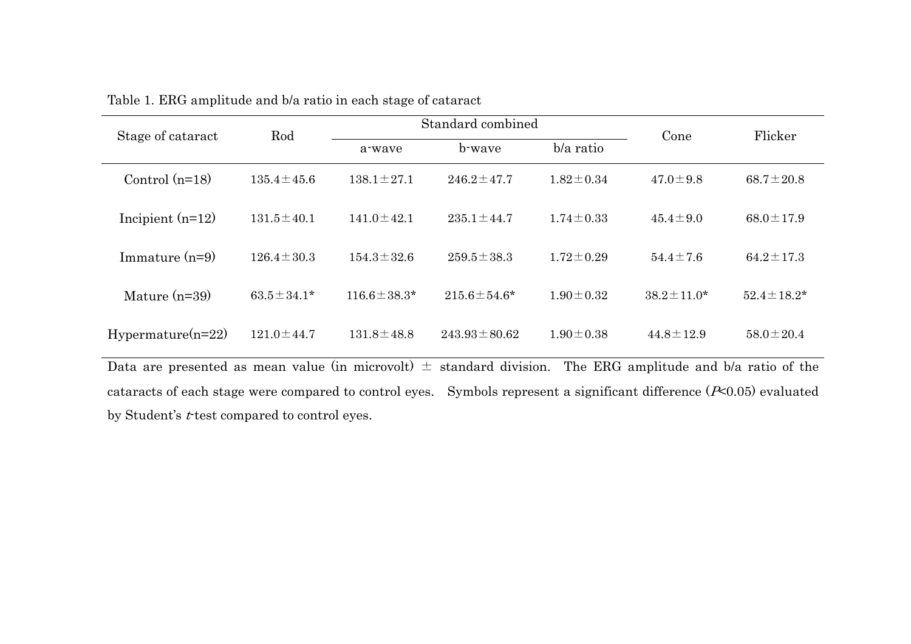Table 1. ERG amplitude and b/a ratio in each stage of cataract

| Stage of cataract | Rod | Standard combined | | | Cone | Flicker |
|---|---|---|---|---|---|---|
| | | a-wave | b-wave | b/a ratio | | |
| Control (n=18) | 135.4±45.6 | 138.1±27.1 | 246.2±47.7 | 1.82±0.34 | 47.0±9.8 | 68.7±20.8 |
| Incipient (n=12) | 131.5±40.1 | 141.0±42.1 | 235.1±44.7 | 1.74±0.33 | 45.4±9.0 | 68.0±17.9 |
| Immature (n=9) | 126.4±30.3 | 154.3±32.6 | 259.5±38.3 | 1.72±0.29 | 54.4±7.6 | 64.2±17.3 |
| Mature (n=39) | 63.5±34.1* | 116.6±38.3* | 215.6±54.6* | 1.90±0.32 | 38.2±11.0* | 52.4±18.2* |
| Hypermature(n=22) | 121.0±44.7 | 131.8±48.8 | 243.93±80.62 | 1.90±0.38 | 44.8±12.9 | 58.0±20.4 |

Data are presented as mean value (in microvolt) ± standard division. The ERG amplitude and b/a ratio of the cataracts of each stage were compared to control eyes. Symbols represent a significant difference ($P<0.05$) evaluated by Student's $t$-test compared to control eyes.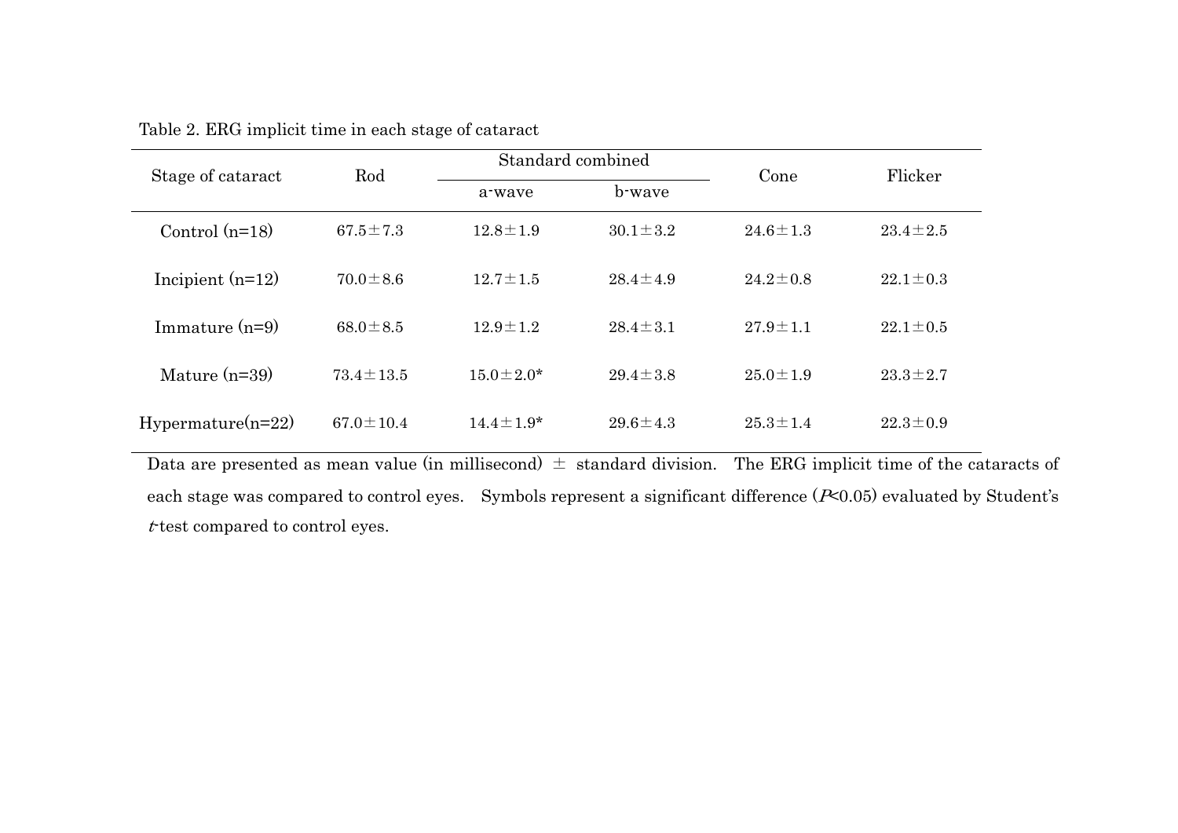Table 2. ERG implicit time in each stage of cataract

| Stage of cataract | Rod | Standard combined | | Cone | Flicker |
|---|---|---|---|---|---|
| | | a-wave | b-wave | | |
| Control (n=18) | 67.5±7.3 | 12.8±1.9 | 30.1±3.2 | 24.6±1.3 | 23.4±2.5 |
| Incipient (n=12) | 70.0±8.6 | 12.7±1.5 | 28.4±4.9 | 24.2±0.8 | 22.1±0.3 |
| Immature (n=9) | 68.0±8.5 | 12.9±1.2 | 28.4±3.1 | 27.9±1.1 | 22.1±0.5 |
| Mature (n=39) | 73.4±13.5 | 15.0±2.0* | 29.4±3.8 | 25.0±1.9 | 23.3±2.7 |
| Hypermature(n=22) | 67.0±10.4 | 14.4±1.9* | 29.6±4.3 | 25.3±1.4 | 22.3±0.9 |

Data are presented as mean value (in millisecond) ± standard division. The ERG implicit time of the cataracts of each stage was compared to control eyes. Symbols represent a significant difference ($P<0.05$) evaluated by Student's *t*-test compared to control eyes.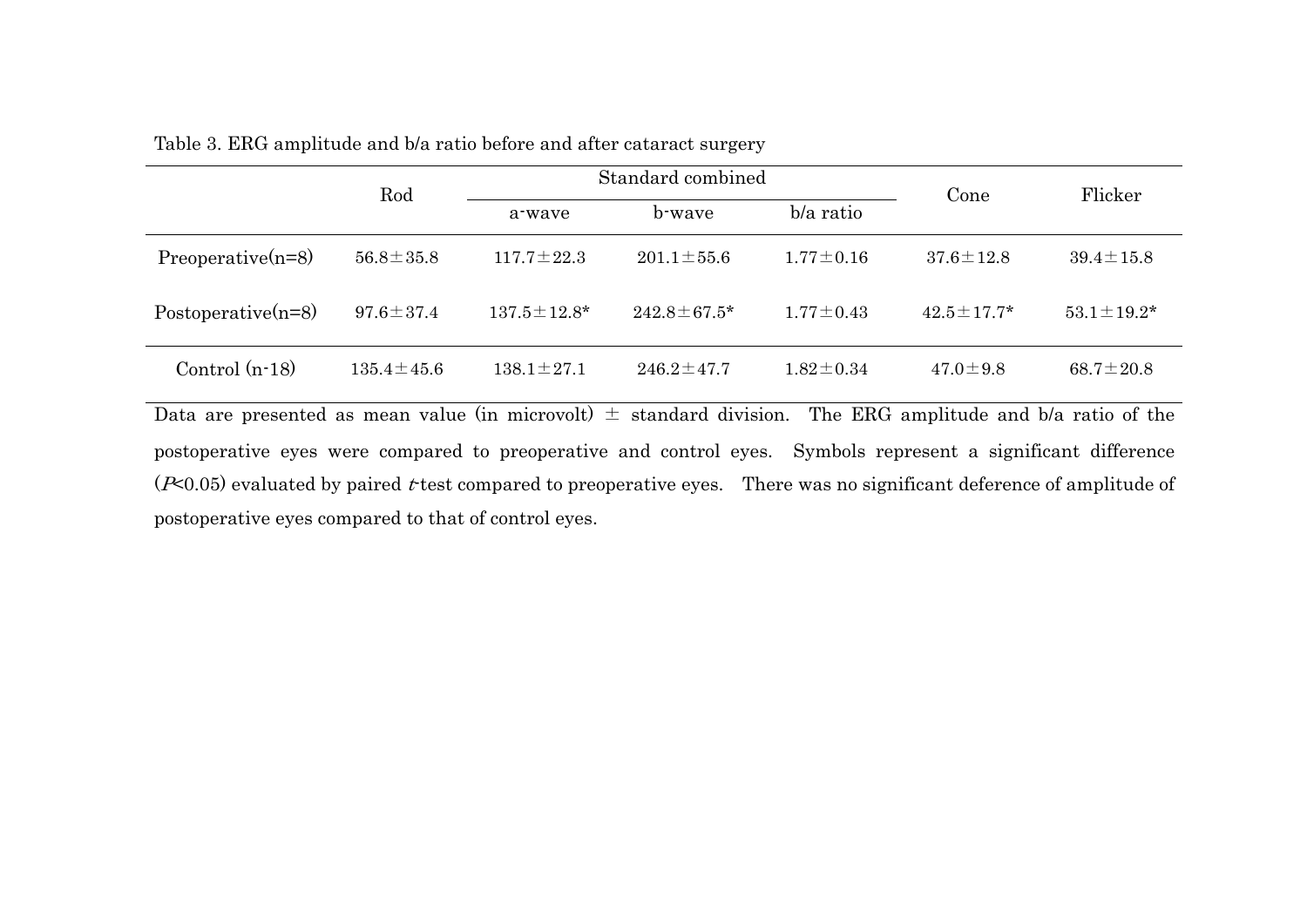Table 3. ERG amplitude and b/a ratio before and after cataract surgery

| | Rod | Standard combined | | | Cone | Flicker |
|---|---|---|---|---|---|---|
| | | a-wave | b-wave | b/a ratio | | |
| Preoperative(n=8) | 56.8±35.8 | 117.7±22.3 | 201.1±55.6 | 1.77±0.16 | 37.6±12.8 | 39.4±15.8 |
| Postoperative(n=8) | 97.6±37.4 | 137.5±12.8* | 242.8±67.5* | 1.77±0.43 | 42.5±17.7* | 53.1±19.2* |
| Control (n-18) | 135.4±45.6 | 138.1±27.1 | 246.2±47.7 | 1.82±0.34 | 47.0±9.8 | 68.7±20.8 |

Data are presented as mean value (in microvolt) ± standard division. The ERG amplitude and b/a ratio of the postoperative eyes were compared to preoperative and control eyes. Symbols represent a significant difference ($P<0.05$) evaluated by paired $t$-test compared to preoperative eyes. There was no significant deference of amplitude of postoperative eyes compared to that of control eyes.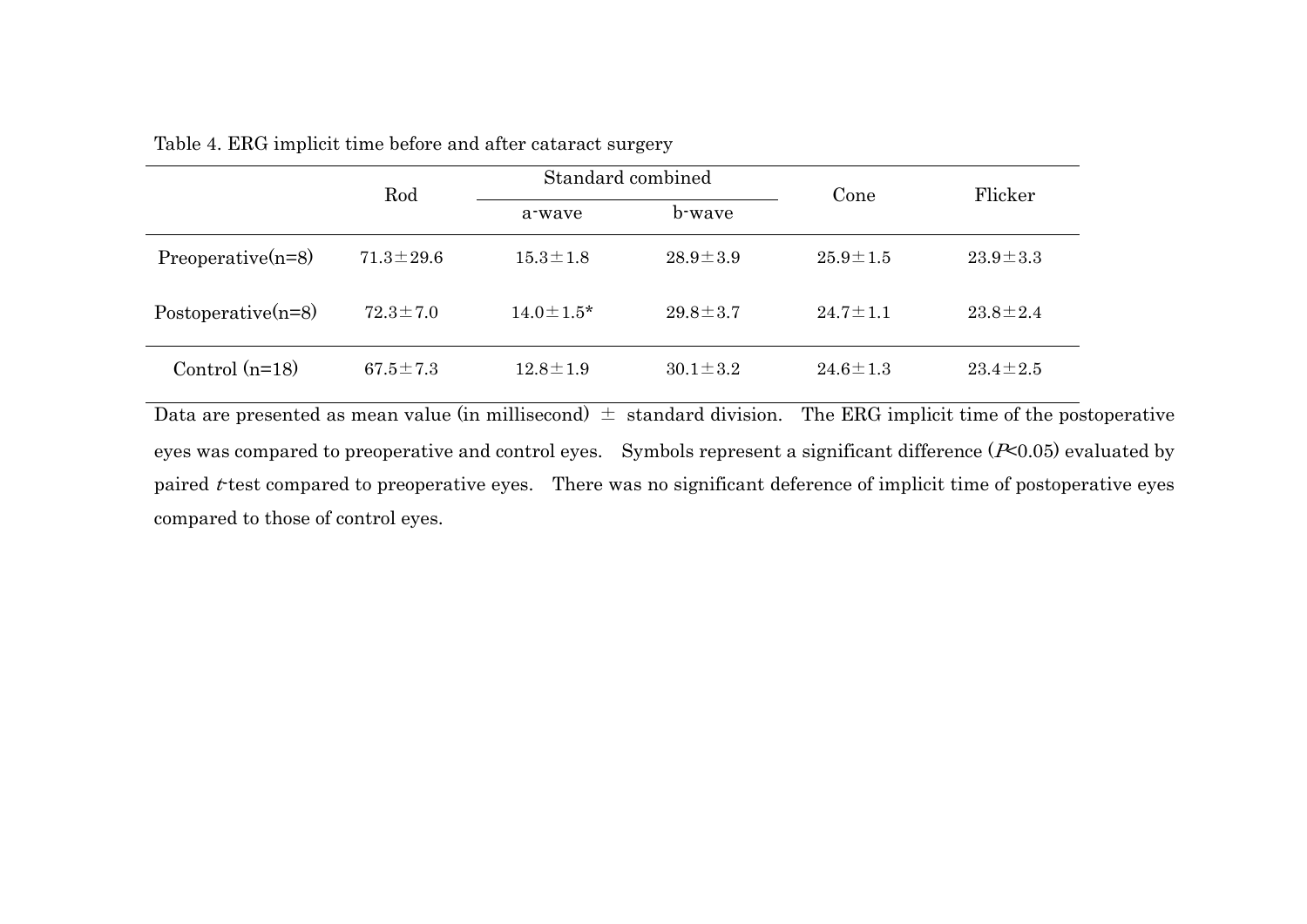Table 4. ERG implicit time before and after cataract surgery

| | Rod | Standard combined | | Cone | Flicker |
|---|---|---|---|---|---|
| | | a-wave | b-wave | | |
| Preoperative(n=8) | 71.3±29.6 | 15.3±1.8 | 28.9±3.9 | 25.9±1.5 | 23.9±3.3 |
| Postoperative(n=8) | 72.3±7.0 | 14.0±1.5* | 29.8±3.7 | 24.7±1.1 | 23.8±2.4 |
| Control (n=18) | 67.5±7.3 | 12.8±1.9 | 30.1±3.2 | 24.6±1.3 | 23.4±2.5 |

Data are presented as mean value (in millisecond) ± standard division. The ERG implicit time of the postoperative eyes was compared to preoperative and control eyes. Symbols represent a significant difference ($P<0.05$) evaluated by paired $t$-test compared to preoperative eyes. There was no significant deference of implicit time of postoperative eyes compared to those of control eyes.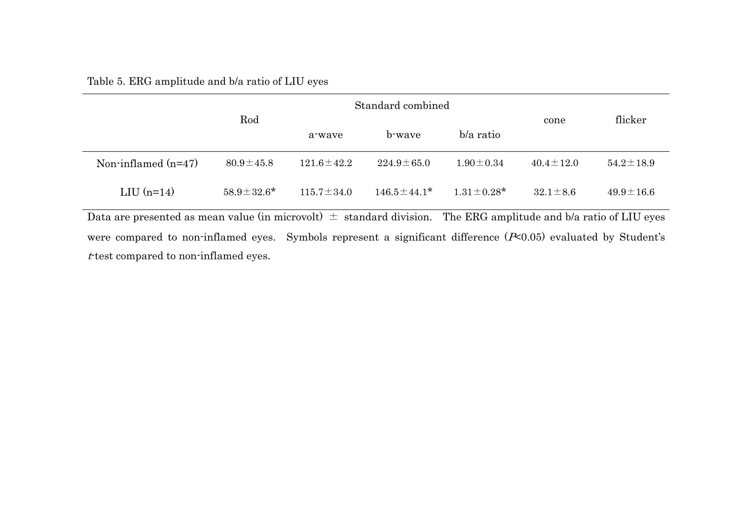Table 5. ERG amplitude and b/a ratio of LIU eyes

| | Rod | Standard combined | | | cone | flicker |
|---|---|---|---|---|---|---|
| | | a-wave | b-wave | b/a ratio | | |
| Non-inflamed (n=47) | 80.9±45.8 | 121.6±42.2 | 224.9±65.0 | 1.90±0.34 | 40.4±12.0 | 54.2±18.9 |
| LIU (n=14) | 58.9±32.6* | 115.7±34.0 | 146.5±44.1* | 1.31±0.28* | 32.1±8.6 | 49.9±16.6 |

Data are presented as mean value (in microvolt) ± standard division. The ERG amplitude and b/a ratio of LIU eyes were compared to non-inflamed eyes. Symbols represent a significant difference ($P<0.05$) evaluated by Student's *t*-test compared to non-inflamed eyes.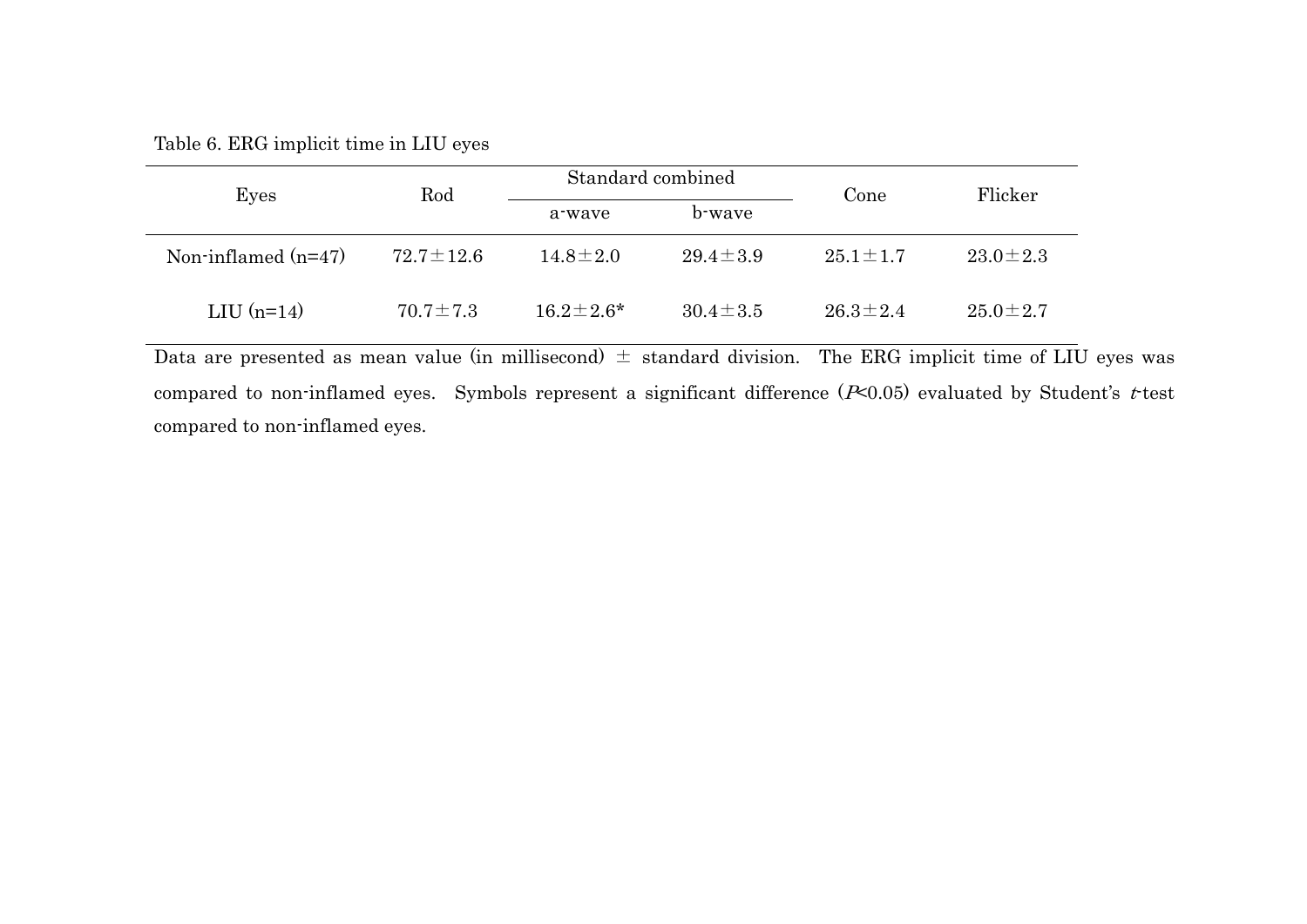Table 6. ERG implicit time in LIU eyes

| Eyes | Rod | Standard combined | | Cone | Flicker |
|---|---|---|---|---|---|
| | | a-wave | b-wave | | |
| Non-inflamed (n=47) | 72.7±12.6 | 14.8±2.0 | 29.4±3.9 | 25.1±1.7 | 23.0±2.3 |
| LIU (n=14) | 70.7±7.3 | 16.2±2.6* | 30.4±3.5 | 26.3±2.4 | 25.0±2.7 |

Data are presented as mean value (in millisecond) ± standard division. The ERG implicit time of LIU eyes was compared to non-inflamed eyes. Symbols represent a significant difference ($P<0.05$) evaluated by Student's $t$-test compared to non-inflamed eyes.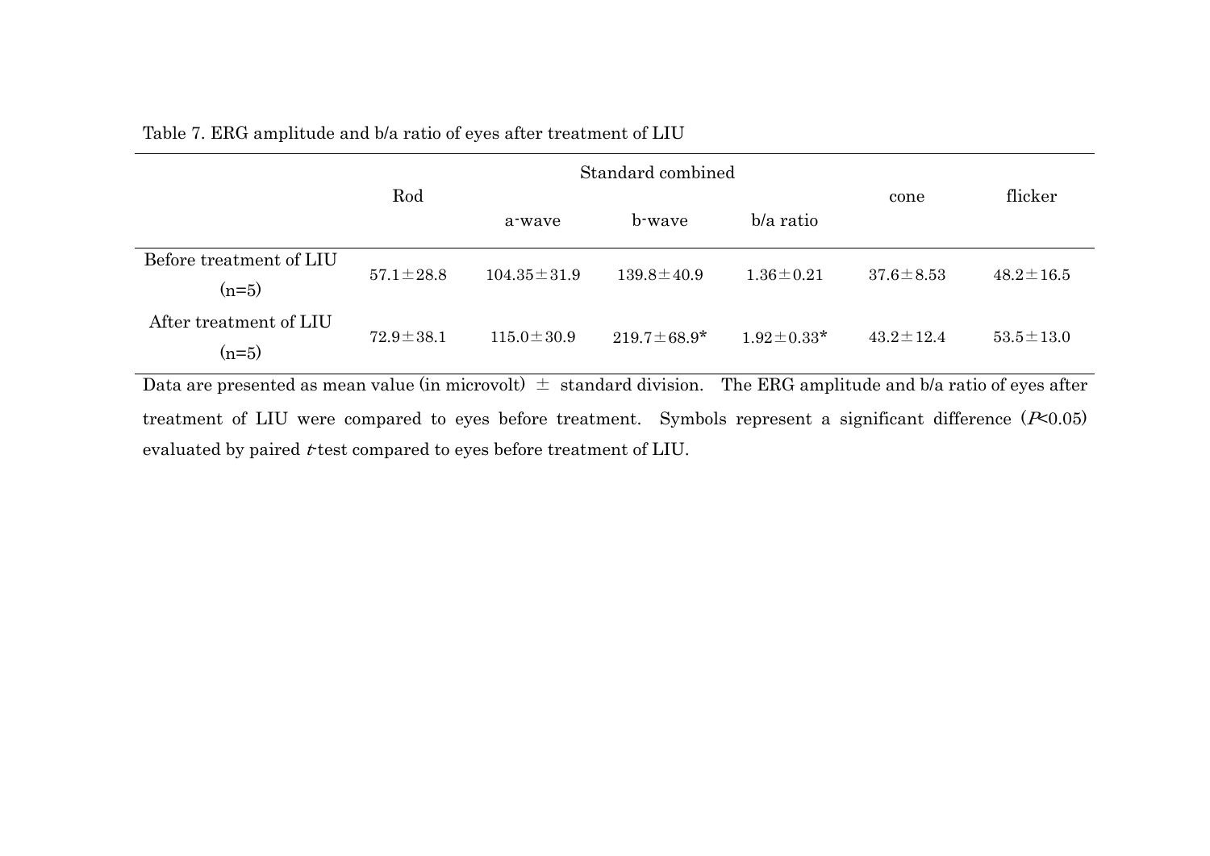Table 7. ERG amplitude and b/a ratio of eyes after treatment of LIU

| | Rod | Standard combined | | | cone | flicker |
|---|---|---|---|---|---|---|
| | | a-wave | b-wave | b/a ratio | | |
| Before treatment of LIU (n=5) | 57.1±28.8 | 104.35±31.9 | 139.8±40.9 | 1.36±0.21 | 37.6±8.53 | 48.2±16.5 |
| After treatment of LIU (n=5) | 72.9±38.1 | 115.0±30.9 | 219.7±68.9* | 1.92±0.33* | 43.2±12.4 | 53.5±13.0 |

Data are presented as mean value (in microvolt) ± standard division. The ERG amplitude and b/a ratio of eyes after treatment of LIU were compared to eyes before treatment. Symbols represent a significant difference ($P<0.05$) evaluated by paired $t$-test compared to eyes before treatment of LIU.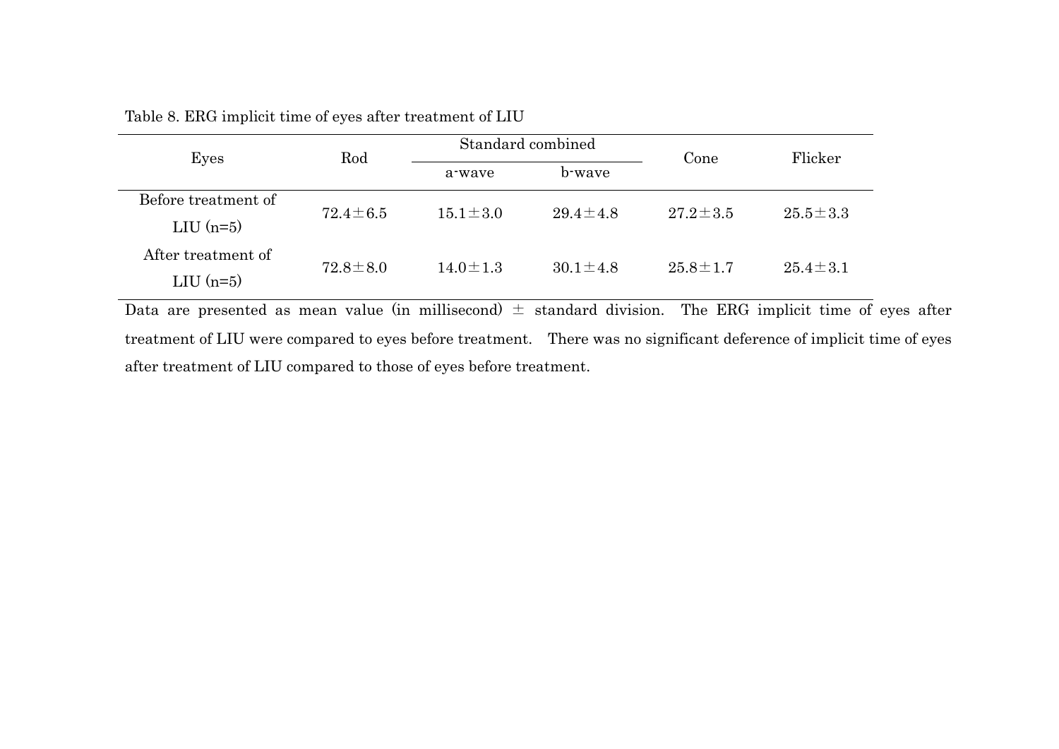Table 8. ERG implicit time of eyes after treatment of LIU

| Eyes | Rod | Standard combined | | Cone | Flicker |
|---|---|---|---|---|---|
| | | a-wave | b-wave | | |
| Before treatment of LIU (n=5) | 72.4±6.5 | 15.1±3.0 | 29.4±4.8 | 27.2±3.5 | 25.5±3.3 |
| After treatment of LIU (n=5) | 72.8±8.0 | 14.0±1.3 | 30.1±4.8 | 25.8±1.7 | 25.4±3.1 |

Data are presented as mean value (in millisecond) ± standard division. The ERG implicit time of eyes after treatment of LIU were compared to eyes before treatment. There was no significant deference of implicit time of eyes after treatment of LIU compared to those of eyes before treatment.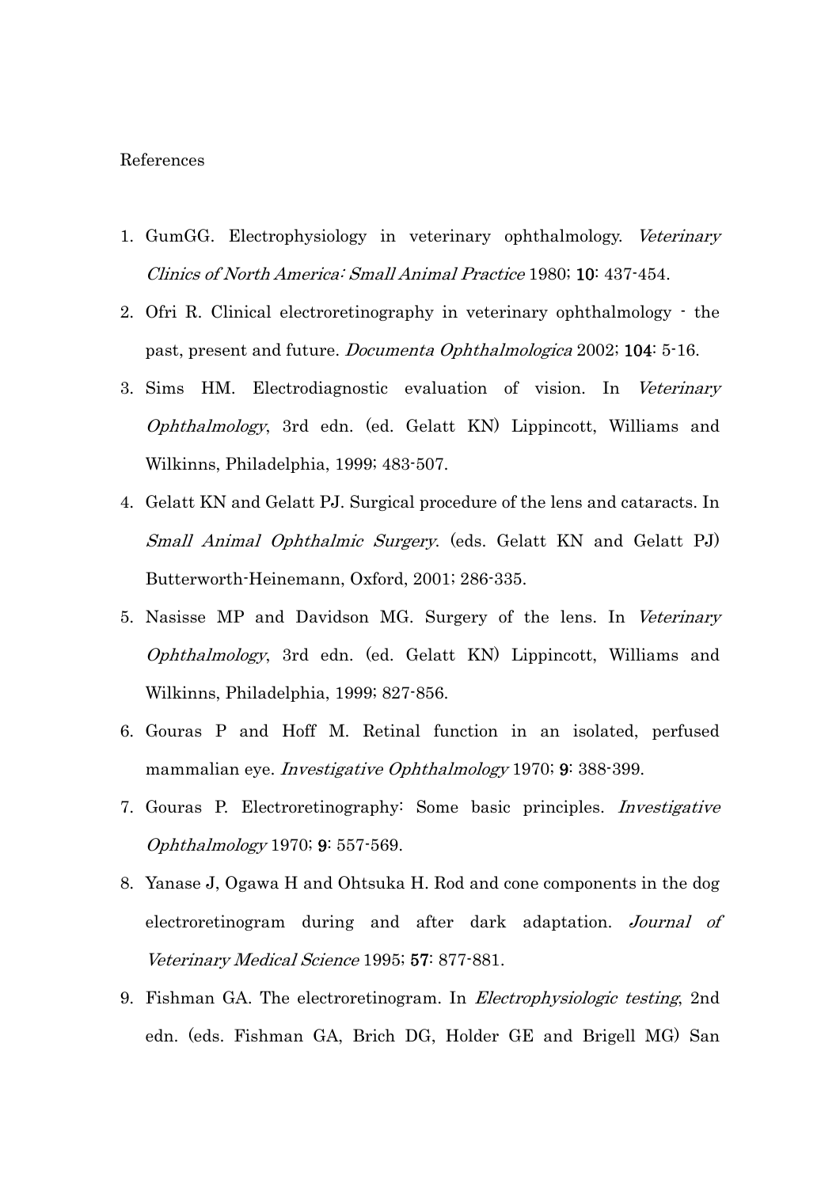References

1. GumGG. Electrophysiology in veterinary ophthalmology. *Veterinary Clinics of North America: Small Animal Practice* 1980; **10**: 437-454.
2. Ofri R. Clinical electroretinography in veterinary ophthalmology - the past, present and future. *Documenta Ophthalmologica* 2002; **104**: 5-16.
3. Sims HM. Electrodiagnostic evaluation of vision. In *Veterinary Ophthalmology*, 3rd edn. (ed. Gelatt KN) Lippincott, Williams and Wilkinns, Philadelphia, 1999; 483-507.
4. Gelatt KN and Gelatt PJ. Surgical procedure of the lens and cataracts. In *Small Animal Ophthalmic Surgery*. (eds. Gelatt KN and Gelatt PJ) Butterworth-Heinemann, Oxford, 2001; 286-335.
5. Nasisse MP and Davidson MG. Surgery of the lens. In *Veterinary Ophthalmology*, 3rd edn. (ed. Gelatt KN) Lippincott, Williams and Wilkinns, Philadelphia, 1999; 827-856.
6. Gouras P and Hoff M. Retinal function in an isolated, perfused mammalian eye. *Investigative Ophthalmology* 1970; **9**: 388-399.
7. Gouras P. Electroretinography: Some basic principles. *Investigative Ophthalmology* 1970; **9**: 557-569.
8. Yanase J, Ogawa H and Ohtsuka H. Rod and cone components in the dog electroretinogram during and after dark adaptation. *Journal of Veterinary Medical Science* 1995; **57**: 877-881.
9. Fishman GA. The electroretinogram. In *Electrophysiologic testing*, 2nd edn. (eds. Fishman GA, Brich DG, Holder GE and Brigell MG) San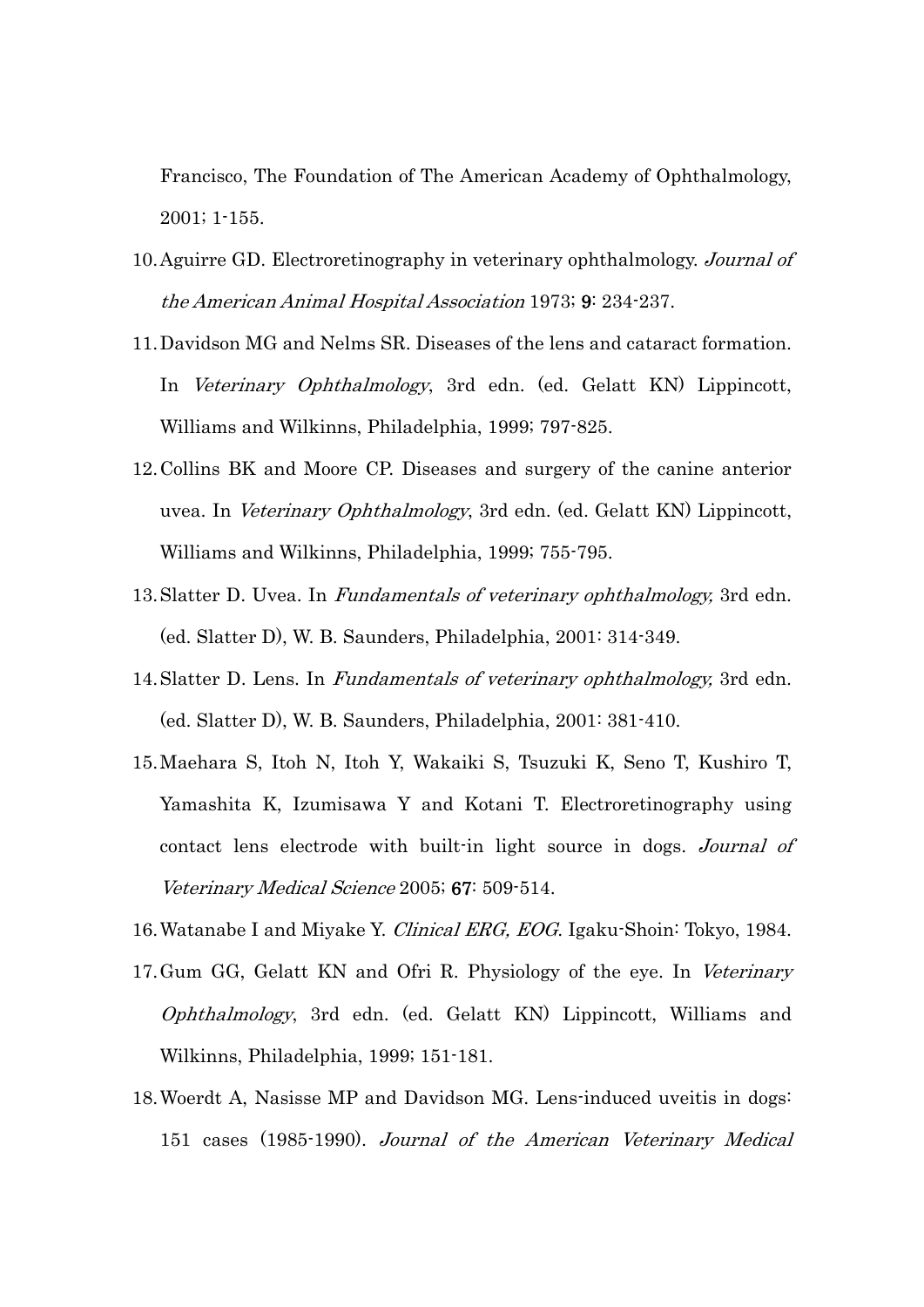Francisco, The Foundation of The American Academy of Ophthalmology, 2001; 1-155.

10. Aguirre GD. Electroretinography in veterinary ophthalmology. *Journal of the American Animal Hospital Association* 1973; **9**: 234-237.

11. Davidson MG and Nelms SR. Diseases of the lens and cataract formation. In *Veterinary Ophthalmology*, 3rd edn. (ed. Gelatt KN) Lippincott, Williams and Wilkinns, Philadelphia, 1999; 797-825.

12. Collins BK and Moore CP. Diseases and surgery of the canine anterior uvea. In *Veterinary Ophthalmology*, 3rd edn. (ed. Gelatt KN) Lippincott, Williams and Wilkinns, Philadelphia, 1999; 755-795.

13. Slatter D. Uvea. In *Fundamentals of veterinary ophthalmology,* 3rd edn. (ed. Slatter D), W. B. Saunders, Philadelphia, 2001: 314-349.

14. Slatter D. Lens. In *Fundamentals of veterinary ophthalmology,* 3rd edn. (ed. Slatter D), W. B. Saunders, Philadelphia, 2001: 381-410.

15. Maehara S, Itoh N, Itoh Y, Wakaiki S, Tsuzuki K, Seno T, Kushiro T, Yamashita K, Izumisawa Y and Kotani T. Electroretinography using contact lens electrode with built-in light source in dogs. *Journal of Veterinary Medical Science* 2005; **67**: 509-514.

16. Watanabe I and Miyake Y. *Clinical ERG, EOG*. Igaku-Shoin: Tokyo, 1984.

17. Gum GG, Gelatt KN and Ofri R. Physiology of the eye. In *Veterinary Ophthalmology*, 3rd edn. (ed. Gelatt KN) Lippincott, Williams and Wilkinns, Philadelphia, 1999; 151-181.

18. Woerdt A, Nasisse MP and Davidson MG. Lens-induced uveitis in dogs: 151 cases (1985-1990). *Journal of the American Veterinary Medical*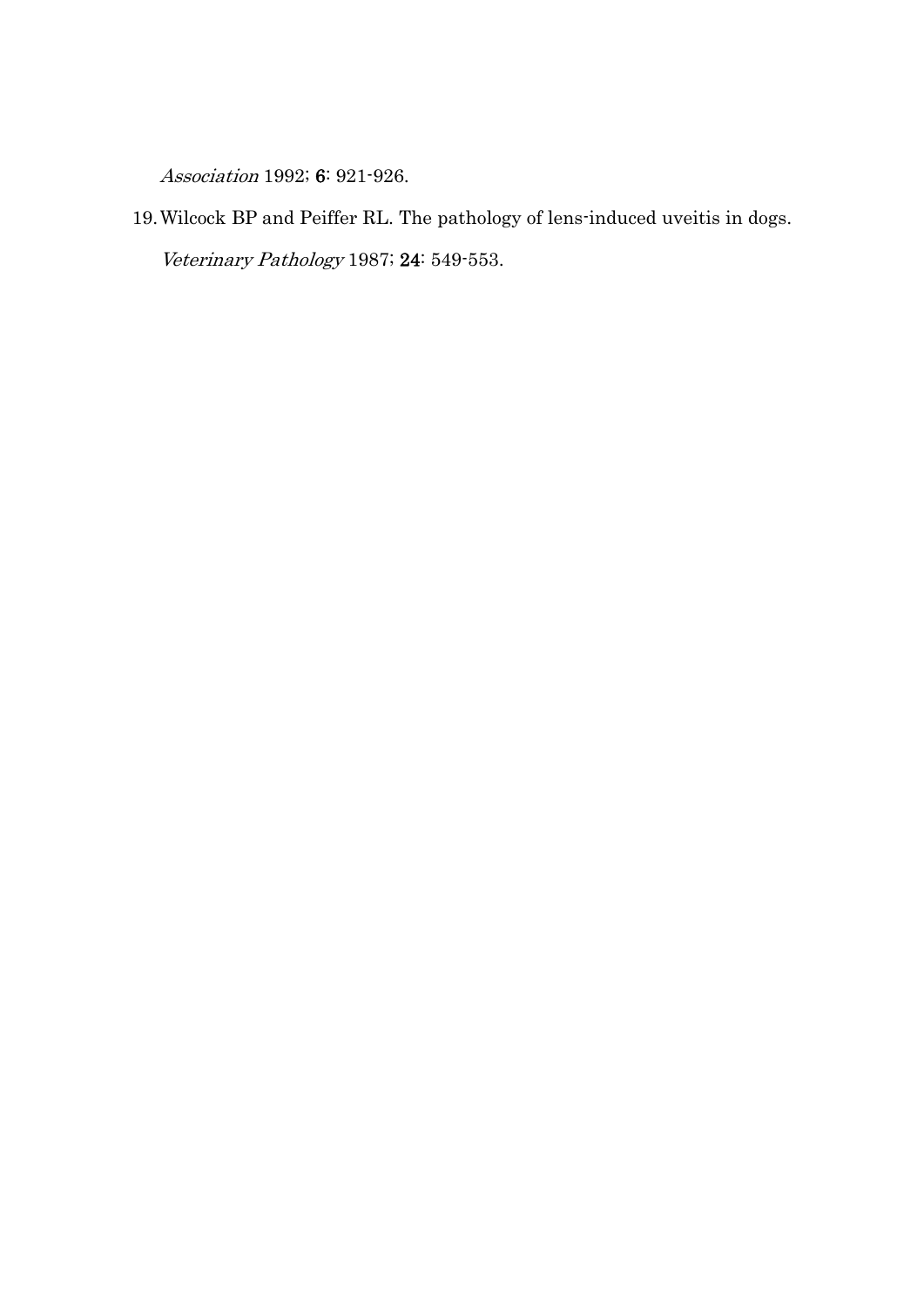*Association* 1992; **6**: 921-926.

19. Wilcock BP and Peiffer RL. The pathology of lens-induced uveitis in dogs. *Veterinary Pathology* 1987; **24**: 549-553.